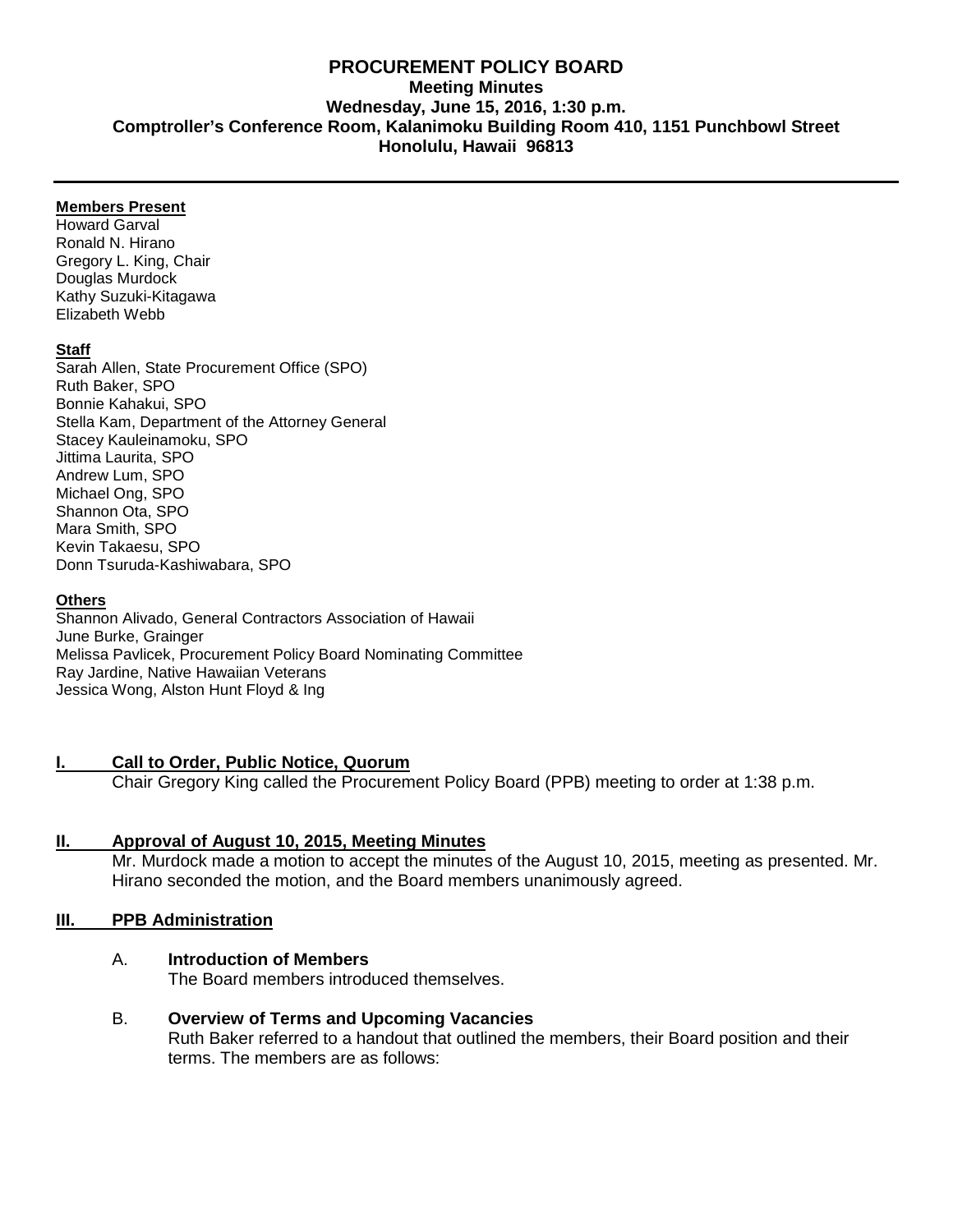# PROCUREMENT POLICY BOARD

**Meeting Minutes**
**Wednesday, June 15, 2016, 1:30 p.m.**
**Comptroller's Conference Room, Kalanimoku Building Room 410, 1151 Punchbowl Street**
**Honolulu, Hawaii 96813**

---

**Members Present**

Howard Garval
Ronald N. Hirano
Gregory L. King, Chair
Douglas Murdock
Kathy Suzuki-Kitagawa
Elizabeth Webb

**Staff**

Sarah Allen, State Procurement Office (SPO)
Ruth Baker, SPO
Bonnie Kahakui, SPO
Stella Kam, Department of the Attorney General
Stacey Kauleinamoku, SPO
Jittima Laurita, SPO
Andrew Lum, SPO
Michael Ong, SPO
Shannon Ota, SPO
Mara Smith, SPO
Kevin Takaesu, SPO
Donn Tsuruda-Kashiwabara, SPO

**Others**

Shannon Alivado, General Contractors Association of Hawaii
June Burke, Grainger
Melissa Pavlicek, Procurement Policy Board Nominating Committee
Ray Jardine, Native Hawaiian Veterans
Jessica Wong, Alston Hunt Floyd & Ing

## I. Call to Order, Public Notice, Quorum

Chair Gregory King called the Procurement Policy Board (PPB) meeting to order at 1:38 p.m.

## II. Approval of August 10, 2015, Meeting Minutes

Mr. Murdock made a motion to accept the minutes of the August 10, 2015, meeting as presented. Mr. Hirano seconded the motion, and the Board members unanimously agreed.

## III. PPB Administration

### A. Introduction of Members

The Board members introduced themselves.

### B. Overview of Terms and Upcoming Vacancies

Ruth Baker referred to a handout that outlined the members, their Board position and their terms. The members are as follows: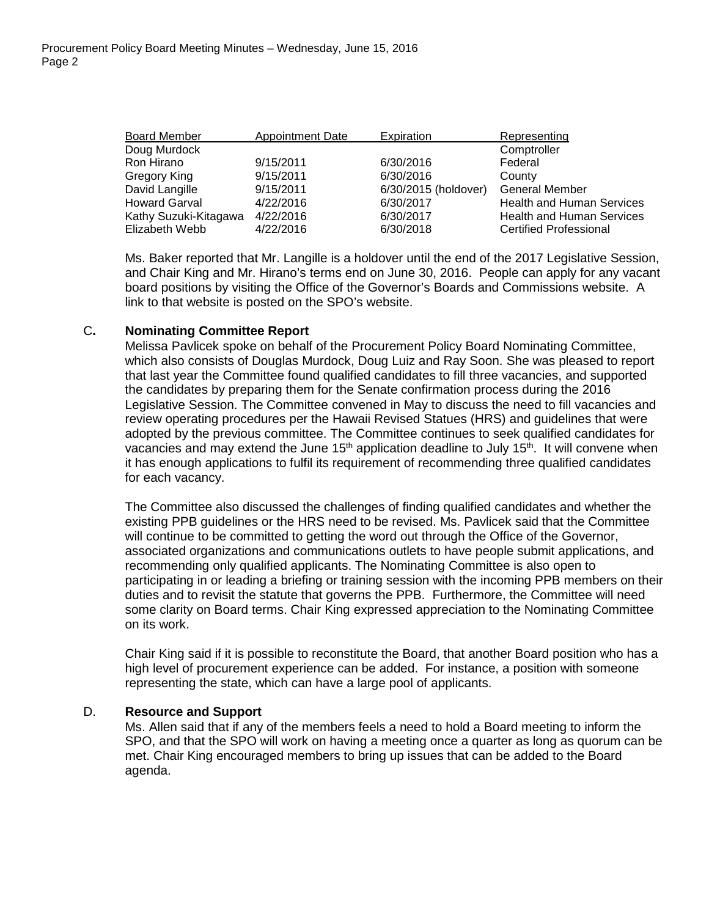| Board Member | Appointment Date | Expiration | Representing |
|---|---|---|---|
| Doug Murdock | | | Comptroller |
| Ron Hirano | 9/15/2011 | 6/30/2016 | Federal |
| Gregory King | 9/15/2011 | 6/30/2016 | County |
| David Langille | 9/15/2011 | 6/30/2015 (holdover) | General Member |
| Howard Garval | 4/22/2016 | 6/30/2017 | Health and Human Services |
| Kathy Suzuki-Kitagawa | 4/22/2016 | 6/30/2017 | Health and Human Services |
| Elizabeth Webb | 4/22/2016 | 6/30/2018 | Certified Professional |

Ms. Baker reported that Mr. Langille is a holdover until the end of the 2017 Legislative Session, and Chair King and Mr. Hirano's terms end on June 30, 2016. People can apply for any vacant board positions by visiting the Office of the Governor's Boards and Commissions website. A link to that website is posted on the SPO's website.

### C. Nominating Committee Report

Melissa Pavlicek spoke on behalf of the Procurement Policy Board Nominating Committee, which also consists of Douglas Murdock, Doug Luiz and Ray Soon. She was pleased to report that last year the Committee found qualified candidates to fill three vacancies, and supported the candidates by preparing them for the Senate confirmation process during the 2016 Legislative Session. The Committee convened in May to discuss the need to fill vacancies and review operating procedures per the Hawaii Revised Statues (HRS) and guidelines that were adopted by the previous committee. The Committee continues to seek qualified candidates for vacancies and may extend the June 15th application deadline to July 15th. It will convene when it has enough applications to fulfil its requirement of recommending three qualified candidates for each vacancy.

The Committee also discussed the challenges of finding qualified candidates and whether the existing PPB guidelines or the HRS need to be revised. Ms. Pavlicek said that the Committee will continue to be committed to getting the word out through the Office of the Governor, associated organizations and communications outlets to have people submit applications, and recommending only qualified applicants. The Nominating Committee is also open to participating in or leading a briefing or training session with the incoming PPB members on their duties and to revisit the statute that governs the PPB. Furthermore, the Committee will need some clarity on Board terms. Chair King expressed appreciation to the Nominating Committee on its work.

Chair King said if it is possible to reconstitute the Board, that another Board position who has a high level of procurement experience can be added. For instance, a position with someone representing the state, which can have a large pool of applicants.

### D. Resource and Support

Ms. Allen said that if any of the members feels a need to hold a Board meeting to inform the SPO, and that the SPO will work on having a meeting once a quarter as long as quorum can be met. Chair King encouraged members to bring up issues that can be added to the Board agenda.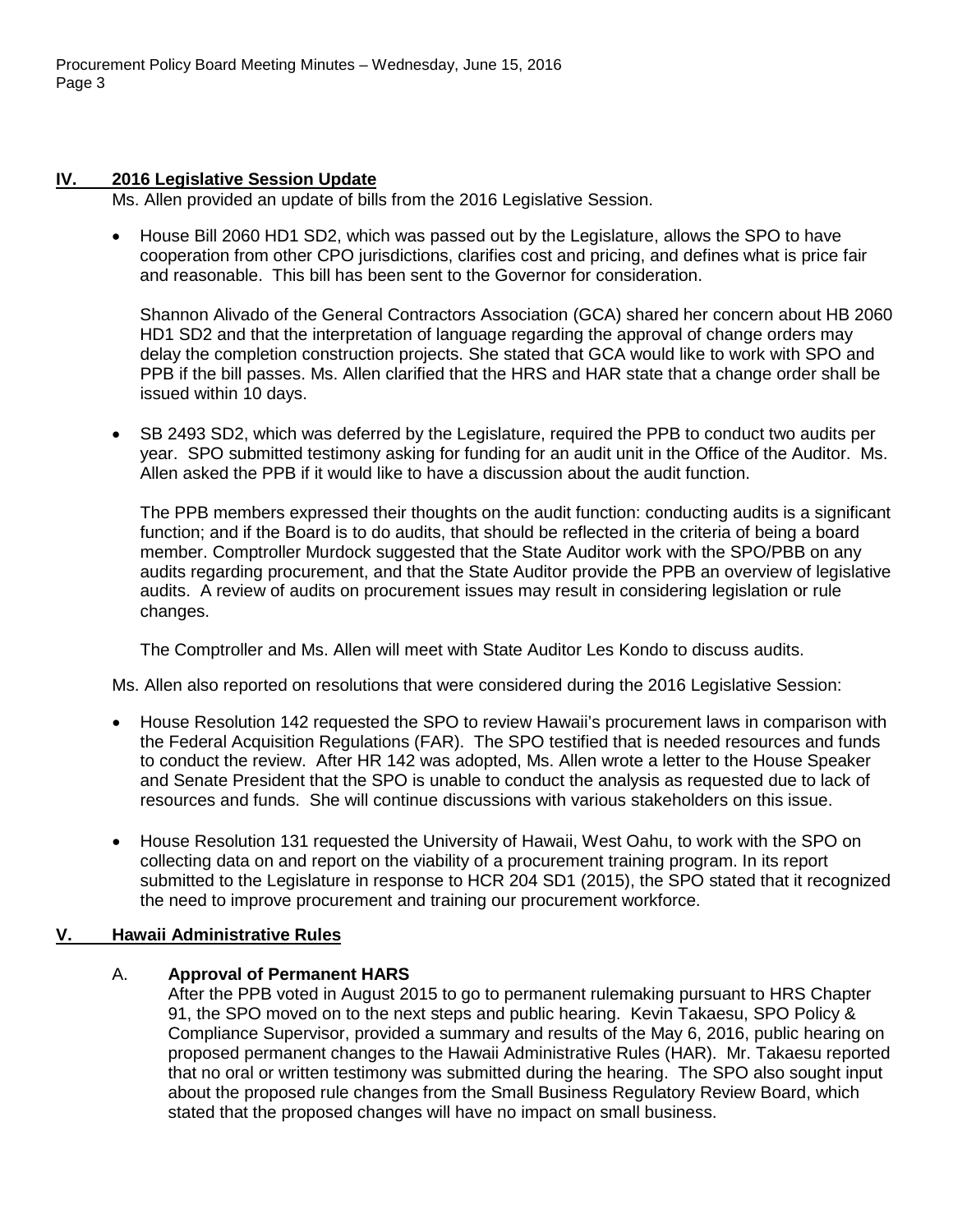## IV. 2016 Legislative Session Update

Ms. Allen provided an update of bills from the 2016 Legislative Session.

- House Bill 2060 HD1 SD2, which was passed out by the Legislature, allows the SPO to have cooperation from other CPO jurisdictions, clarifies cost and pricing, and defines what is price fair and reasonable. This bill has been sent to the Governor for consideration.

  Shannon Alivado of the General Contractors Association (GCA) shared her concern about HB 2060 HD1 SD2 and that the interpretation of language regarding the approval of change orders may delay the completion construction projects. She stated that GCA would like to work with SPO and PPB if the bill passes. Ms. Allen clarified that the HRS and HAR state that a change order shall be issued within 10 days.

- SB 2493 SD2, which was deferred by the Legislature, required the PPB to conduct two audits per year. SPO submitted testimony asking for funding for an audit unit in the Office of the Auditor. Ms. Allen asked the PPB if it would like to have a discussion about the audit function.

  The PPB members expressed their thoughts on the audit function: conducting audits is a significant function; and if the Board is to do audits, that should be reflected in the criteria of being a board member. Comptroller Murdock suggested that the State Auditor work with the SPO/PBB on any audits regarding procurement, and that the State Auditor provide the PPB an overview of legislative audits. A review of audits on procurement issues may result in considering legislation or rule changes.

  The Comptroller and Ms. Allen will meet with State Auditor Les Kondo to discuss audits.

Ms. Allen also reported on resolutions that were considered during the 2016 Legislative Session:

- House Resolution 142 requested the SPO to review Hawaii's procurement laws in comparison with the Federal Acquisition Regulations (FAR). The SPO testified that is needed resources and funds to conduct the review. After HR 142 was adopted, Ms. Allen wrote a letter to the House Speaker and Senate President that the SPO is unable to conduct the analysis as requested due to lack of resources and funds. She will continue discussions with various stakeholders on this issue.

- House Resolution 131 requested the University of Hawaii, West Oahu, to work with the SPO on collecting data on and report on the viability of a procurement training program. In its report submitted to the Legislature in response to HCR 204 SD1 (2015), the SPO stated that it recognized the need to improve procurement and training our procurement workforce.

## V. Hawaii Administrative Rules

### A. Approval of Permanent HARS

After the PPB voted in August 2015 to go to permanent rulemaking pursuant to HRS Chapter 91, the SPO moved on to the next steps and public hearing. Kevin Takaesu, SPO Policy & Compliance Supervisor, provided a summary and results of the May 6, 2016, public hearing on proposed permanent changes to the Hawaii Administrative Rules (HAR). Mr. Takaesu reported that no oral or written testimony was submitted during the hearing. The SPO also sought input about the proposed rule changes from the Small Business Regulatory Review Board, which stated that the proposed changes will have no impact on small business.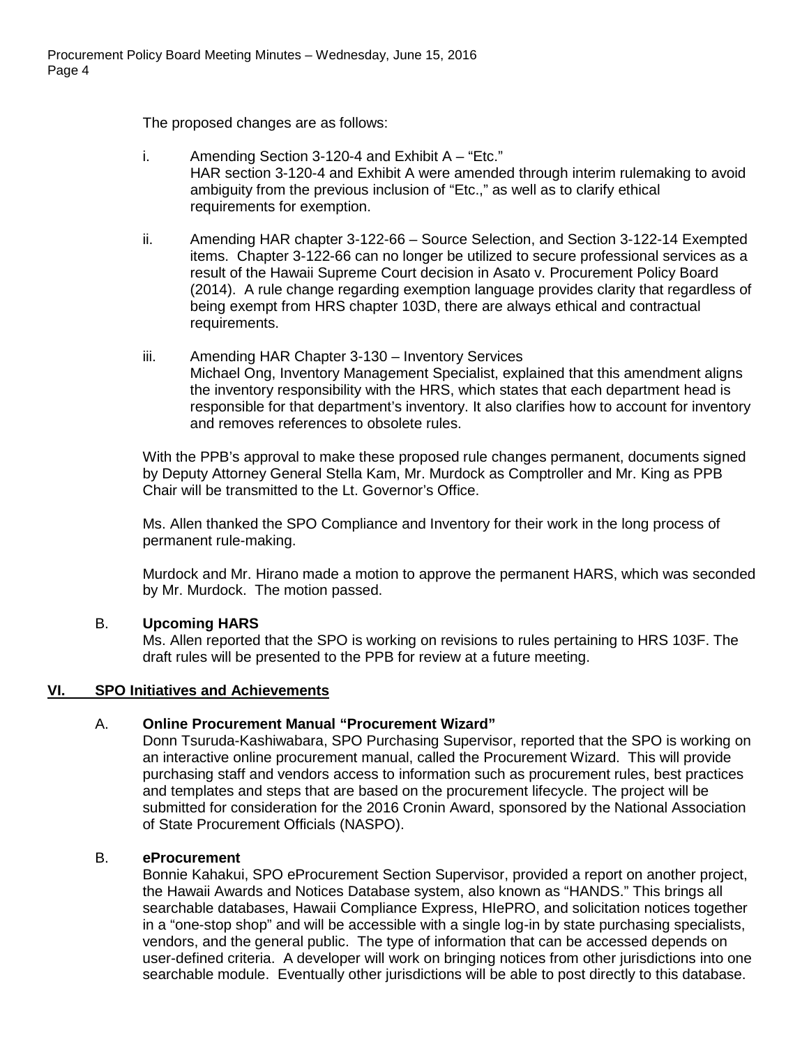The proposed changes are as follows:

i. Amending Section 3-120-4 and Exhibit A – "Etc."
HAR section 3-120-4 and Exhibit A were amended through interim rulemaking to avoid ambiguity from the previous inclusion of "Etc.," as well as to clarify ethical requirements for exemption.

ii. Amending HAR chapter 3-122-66 – Source Selection, and Section 3-122-14 Exempted items. Chapter 3-122-66 can no longer be utilized to secure professional services as a result of the Hawaii Supreme Court decision in Asato v. Procurement Policy Board (2014). A rule change regarding exemption language provides clarity that regardless of being exempt from HRS chapter 103D, there are always ethical and contractual requirements.

iii. Amending HAR Chapter 3-130 – Inventory Services
Michael Ong, Inventory Management Specialist, explained that this amendment aligns the inventory responsibility with the HRS, which states that each department head is responsible for that department's inventory. It also clarifies how to account for inventory and removes references to obsolete rules.

With the PPB's approval to make these proposed rule changes permanent, documents signed by Deputy Attorney General Stella Kam, Mr. Murdock as Comptroller and Mr. King as PPB Chair will be transmitted to the Lt. Governor's Office.

Ms. Allen thanked the SPO Compliance and Inventory for their work in the long process of permanent rule-making.

Murdock and Mr. Hirano made a motion to approve the permanent HARS, which was seconded by Mr. Murdock. The motion passed.

B. **Upcoming HARS**
Ms. Allen reported that the SPO is working on revisions to rules pertaining to HRS 103F. The draft rules will be presented to the PPB for review at a future meeting.

## VI. SPO Initiatives and Achievements

A. **Online Procurement Manual "Procurement Wizard"**
Donn Tsuruda-Kashiwabara, SPO Purchasing Supervisor, reported that the SPO is working on an interactive online procurement manual, called the Procurement Wizard. This will provide purchasing staff and vendors access to information such as procurement rules, best practices and templates and steps that are based on the procurement lifecycle. The project will be submitted for consideration for the 2016 Cronin Award, sponsored by the National Association of State Procurement Officials (NASPO).

B. **eProcurement**
Bonnie Kahakui, SPO eProcurement Section Supervisor, provided a report on another project, the Hawaii Awards and Notices Database system, also known as "HANDS." This brings all searchable databases, Hawaii Compliance Express, HIePRO, and solicitation notices together in a "one-stop shop" and will be accessible with a single log-in by state purchasing specialists, vendors, and the general public. The type of information that can be accessed depends on user-defined criteria. A developer will work on bringing notices from other jurisdictions into one searchable module. Eventually other jurisdictions will be able to post directly to this database.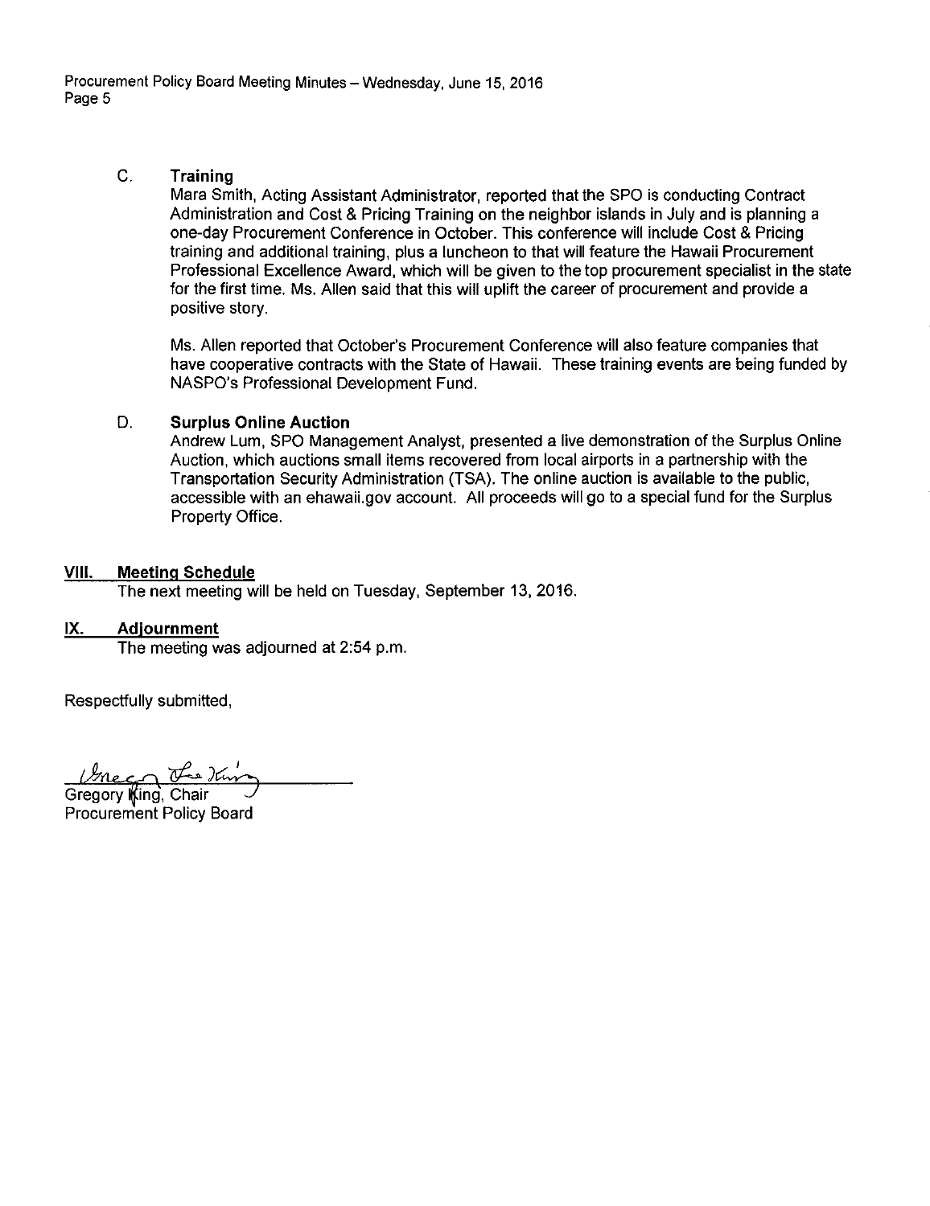C. **Training**

Mara Smith, Acting Assistant Administrator, reported that the SPO is conducting Contract Administration and Cost & Pricing Training on the neighbor islands in July and is planning a one-day Procurement Conference in October. This conference will include Cost & Pricing training and additional training, plus a luncheon to that will feature the Hawaii Procurement Professional Excellence Award, which will be given to the top procurement specialist in the state for the first time. Ms. Allen said that this will uplift the career of procurement and provide a positive story.

Ms. Allen reported that October's Procurement Conference will also feature companies that have cooperative contracts with the State of Hawaii. These training events are being funded by NASPO's Professional Development Fund.

D. **Surplus Online Auction**

Andrew Lum, SPO Management Analyst, presented a live demonstration of the Surplus Online Auction, which auctions small items recovered from local airports in a partnership with the Transportation Security Administration (TSA). The online auction is available to the public, accessible with an ehawaii.gov account. All proceeds will go to a special fund for the Surplus Property Office.

## VIII. Meeting Schedule

The next meeting will be held on Tuesday, September 13, 2016.

## IX. Adjournment

The meeting was adjourned at 2:54 p.m.

Respectfully submitted,

Gregory King, Chair
Procurement Policy Board